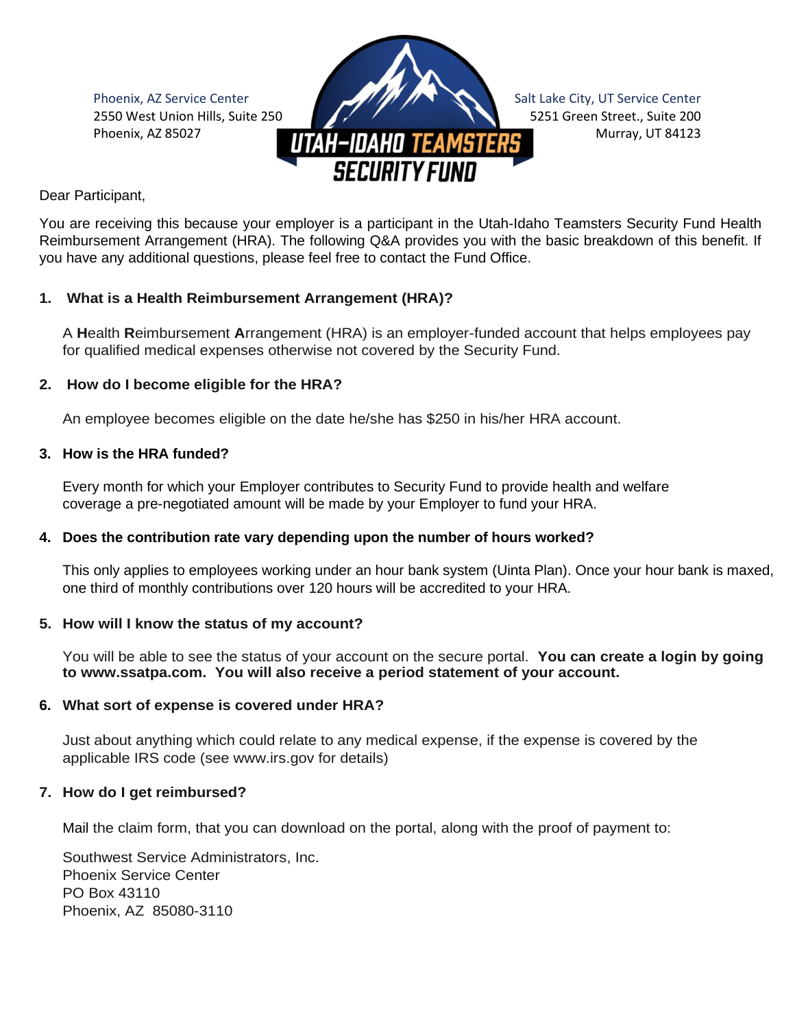Phoenix, AZ Service Center
2550 West Union Hills, Suite 250
Phoenix, AZ 85027

**UTAH-IDAHO TEAMSTERS SECURITY FUND**

Salt Lake City, UT Service Center
5251 Green Street., Suite 200
Murray, UT 84123

Dear Participant,

You are receiving this because your employer is a participant in the Utah-Idaho Teamsters Security Fund Health Reimbursement Arrangement (HRA). The following Q&A provides you with the basic breakdown of this benefit. If you have any additional questions, please feel free to contact the Fund Office.

**1. What is a Health Reimbursement Arrangement (HRA)?**

A **H**ealth **R**eimbursement **A**rrangement (HRA) is an employer-funded account that helps employees pay for qualified medical expenses otherwise not covered by the Security Fund.

**2. How do I become eligible for the HRA?**

An employee becomes eligible on the date he/she has $250 in his/her HRA account.

**3. How is the HRA funded?**

Every month for which your Employer contributes to Security Fund to provide health and welfare coverage a pre-negotiated amount will be made by your Employer to fund your HRA.

**4. Does the contribution rate vary depending upon the number of hours worked?**

This only applies to employees working under an hour bank system (Uinta Plan). Once your hour bank is maxed, one third of monthly contributions over 120 hours will be accredited to your HRA.

**5. How will I know the status of my account?**

You will be able to see the status of your account on the secure portal. **You can create a login by going to www.ssatpa.com. You will also receive a period statement of your account.**

**6. What sort of expense is covered under HRA?**

Just about anything which could relate to any medical expense, if the expense is covered by the applicable IRS code (see www.irs.gov for details)

**7. How do I get reimbursed?**

Mail the claim form, that you can download on the portal, along with the proof of payment to:

Southwest Service Administrators, Inc.
Phoenix Service Center
PO Box 43110
Phoenix, AZ 85080-3110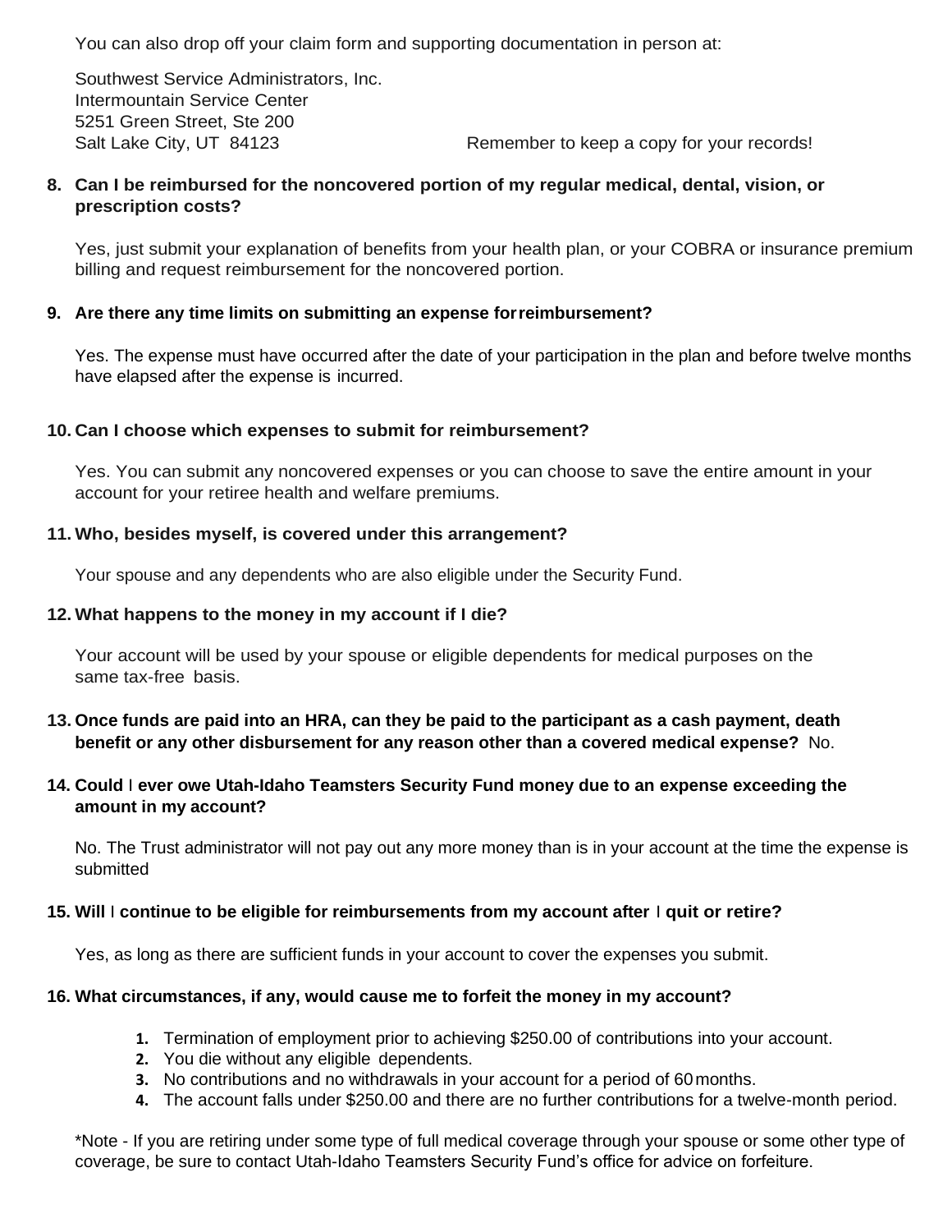You can also drop off your claim form and supporting documentation in person at:

Southwest Service Administrators, Inc.
Intermountain Service Center
5251 Green Street, Ste 200
Salt Lake City, UT 84123

Remember to keep a copy for your records!

**8. Can I be reimbursed for the noncovered portion of my regular medical, dental, vision, or prescription costs?**

Yes, just submit your explanation of benefits from your health plan, or your COBRA or insurance premium billing and request reimbursement for the noncovered portion.

**9. Are there any time limits on submitting an expense for reimbursement?**

Yes. The expense must have occurred after the date of your participation in the plan and before twelve months have elapsed after the expense is incurred.

**10. Can I choose which expenses to submit for reimbursement?**

Yes. You can submit any noncovered expenses or you can choose to save the entire amount in your account for your retiree health and welfare premiums.

**11. Who, besides myself, is covered under this arrangement?**

Your spouse and any dependents who are also eligible under the Security Fund.

**12. What happens to the money in my account if I die?**

Your account will be used by your spouse or eligible dependents for medical purposes on the same tax-free basis.

**13. Once funds are paid into an HRA, can they be paid to the participant as a cash payment, death benefit or any other disbursement for any reason other than a covered medical expense?** No.

**14. Could I ever owe Utah-Idaho Teamsters Security Fund money due to an expense exceeding the amount in my account?**

No. The Trust administrator will not pay out any more money than is in your account at the time the expense is submitted

**15. Will I continue to be eligible for reimbursements from my account after I quit or retire?**

Yes, as long as there are sufficient funds in your account to cover the expenses you submit.

**16. What circumstances, if any, would cause me to forfeit the money in my account?**

1. Termination of employment prior to achieving $250.00 of contributions into your account.
2. You die without any eligible dependents.
3. No contributions and no withdrawals in your account for a period of 60 months.
4. The account falls under $250.00 and there are no further contributions for a twelve-month period.

*Note - If you are retiring under some type of full medical coverage through your spouse or some other type of coverage, be sure to contact Utah-Idaho Teamsters Security Fund's office for advice on forfeiture.